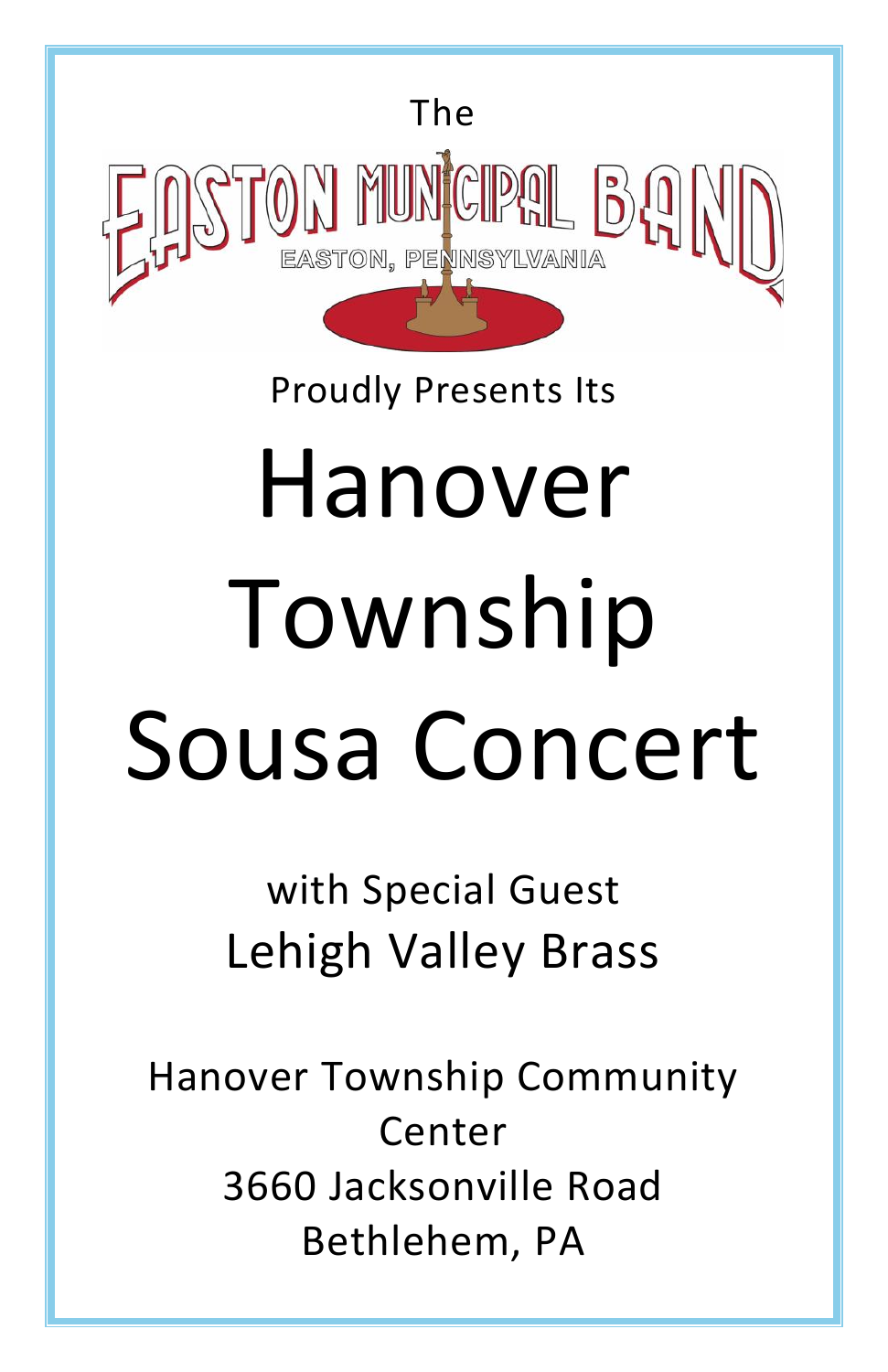The

EASTON MUNICIPAL BAND

EASTON, PENNSYLVANIA

Proudly Presents Its

# Hanover Township Sousa Concert

with Special Guest

Lehigh Valley Brass

Hanover Township Community Center
3660 Jacksonville Road
Bethlehem, PA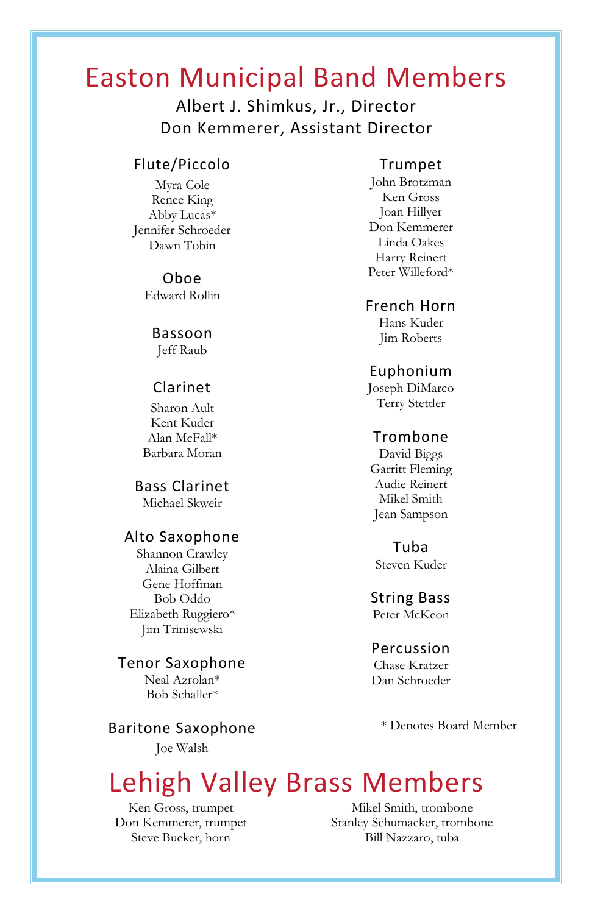# Easton Municipal Band Members

Albert J. Shimkus, Jr., Director
Don Kemmerer, Assistant Director

### Flute/Piccolo

Myra Cole
Renee King
Abby Lucas*
Jennifer Schroeder
Dawn Tobin

### Oboe

Edward Rollin

### Bassoon

Jeff Raub

### Clarinet

Sharon Ault
Kent Kuder
Alan McFall*
Barbara Moran

### Bass Clarinet

Michael Skweir

### Alto Saxophone

Shannon Crawley
Alaina Gilbert
Gene Hoffman
Bob Oddo
Elizabeth Ruggiero*
Jim Trinisewski

### Tenor Saxophone

Neal Azrolan*
Bob Schaller*

### Baritone Saxophone

Joe Walsh

### Trumpet

John Brotzman
Ken Gross
Joan Hillyer
Don Kemmerer
Linda Oakes
Harry Reinert
Peter Willeford*

### French Horn

Hans Kuder
Jim Roberts

### Euphonium

Joseph DiMarco
Terry Stettler

### Trombone

David Biggs
Garritt Fleming
Audie Reinert
Mikel Smith
Jean Sampson

### Tuba

Steven Kuder

### String Bass

Peter McKeon

### Percussion

Chase Kratzer
Dan Schroeder

* Denotes Board Member

# Lehigh Valley Brass Members

Ken Gross, trumpet
Don Kemmerer, trumpet
Steve Bueker, horn
Mikel Smith, trombone
Stanley Schumacker, trombone
Bill Nazzaro, tuba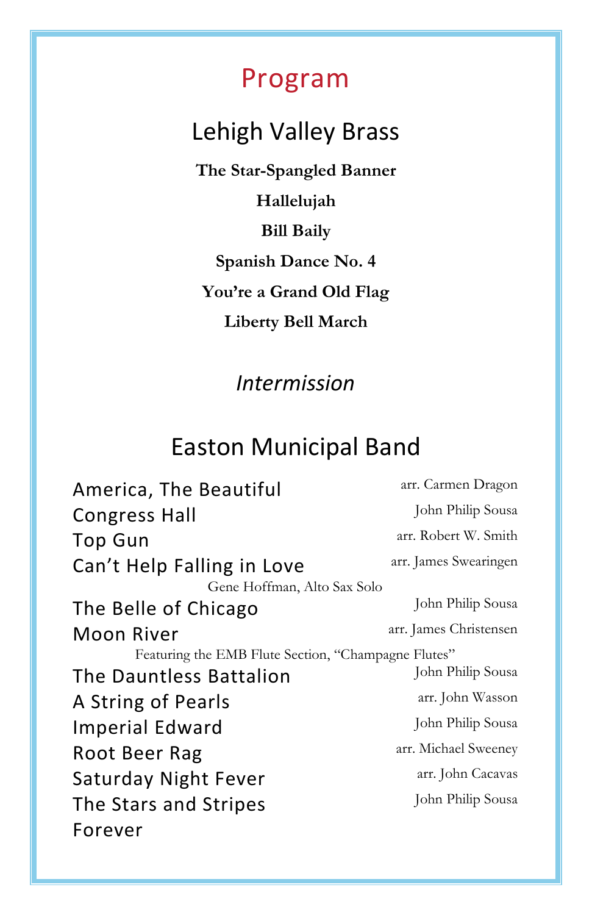# Program

## Lehigh Valley Brass

**The Star-Spangled Banner**

**Hallelujah**

**Bill Baily**

**Spanish Dance No. 4**

**You're a Grand Old Flag**

**Liberty Bell March**

*Intermission*

## Easton Municipal Band

America, The Beautiful — arr. Carmen Dragon

Congress Hall — John Philip Sousa

Top Gun — arr. Robert W. Smith

Can't Help Falling in Love — arr. James Swearingen

Gene Hoffman, Alto Sax Solo

The Belle of Chicago — John Philip Sousa

Moon River — arr. James Christensen

Featuring the EMB Flute Section, "Champagne Flutes"

The Dauntless Battalion — John Philip Sousa

A String of Pearls — arr. John Wasson

Imperial Edward — John Philip Sousa

Root Beer Rag — arr. Michael Sweeney

Saturday Night Fever — arr. John Cacavas

The Stars and Stripes Forever — John Philip Sousa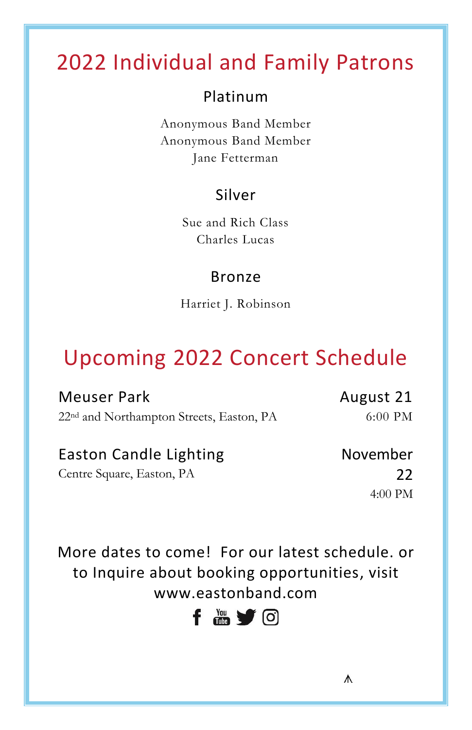# 2022 Individual and Family Patrons

## Platinum

Anonymous Band Member
Anonymous Band Member
Jane Fetterman

## Silver

Sue and Rich Class
Charles Lucas

## Bronze

Harriet J. Robinson

# Upcoming 2022 Concert Schedule

**Meuser Park** — August 21
22nd and Northampton Streets, Easton, PA — 6:00 PM

**Easton Candle Lighting** — November 22
Centre Square, Easton, PA — 4:00 PM

More dates to come! For our latest schedule. or to Inquire about booking opportunities, visit www.eastonband.com